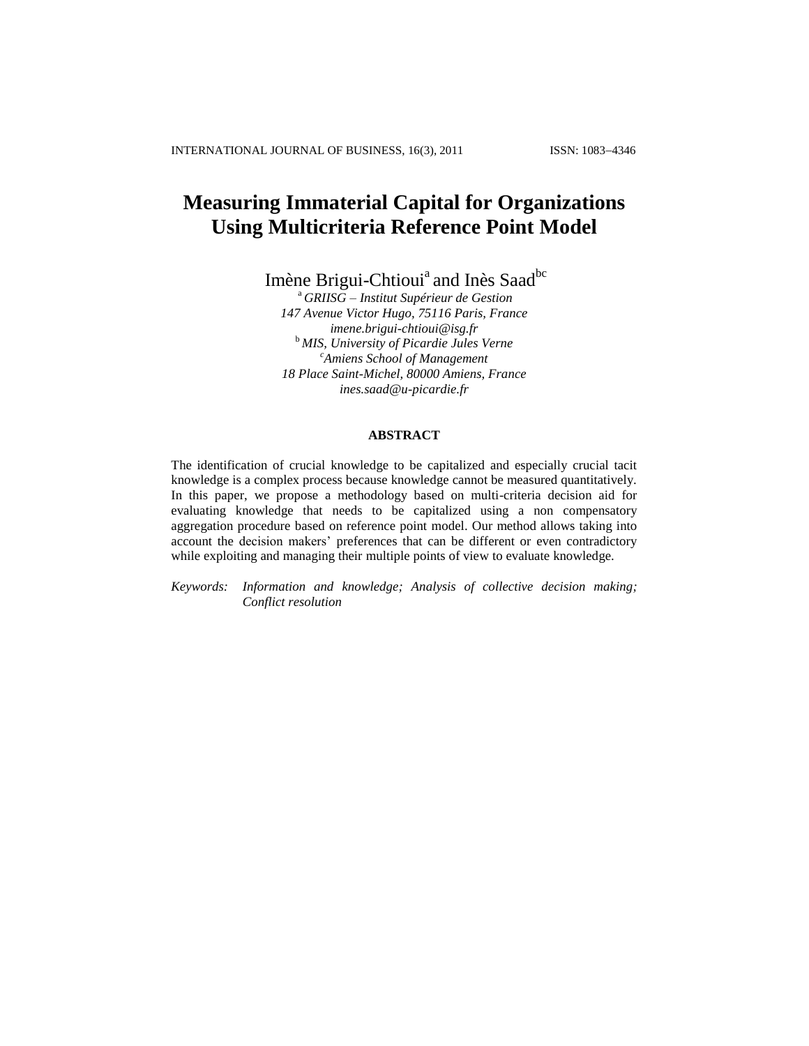# Measuring Immaterial Capital for Organizations Using Multicriteria Reference Point Model

Imène Brigui-Chtioui[a] and Inès Saad[bc]

[a] *GRIISG – Institut Supérieur de Gestion*
*147 Avenue Victor Hugo, 75116 Paris, France*
*imene.brigui-chtioui@isg.fr*
[b] *MIS, University of Picardie Jules Verne*
[c] *Amiens School of Management*
*18 Place Saint-Michel, 80000 Amiens, France*
*ines.saad@u-picardie.fr*

## ABSTRACT

The identification of crucial knowledge to be capitalized and especially crucial tacit knowledge is a complex process because knowledge cannot be measured quantitatively. In this paper, we propose a methodology based on multi-criteria decision aid for evaluating knowledge that needs to be capitalized using a non compensatory aggregation procedure based on reference point model. Our method allows taking into account the decision makers' preferences that can be different or even contradictory while exploiting and managing their multiple points of view to evaluate knowledge.

*Keywords:* *Information and knowledge; Analysis of collective decision making; Conflict resolution*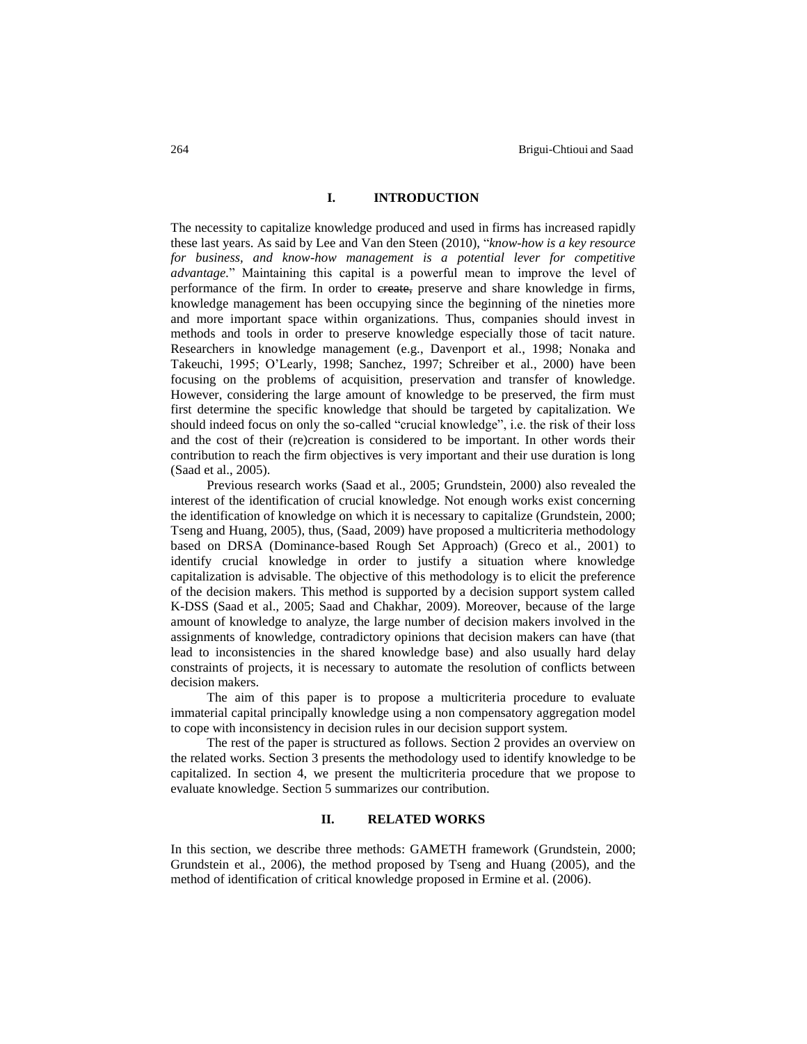## I. INTRODUCTION

The necessity to capitalize knowledge produced and used in firms has increased rapidly these last years. As said by Lee and Van den Steen (2010), "*know-how is a key resource for business, and know-how management is a potential lever for competitive advantage.*" Maintaining this capital is a powerful mean to improve the level of performance of the firm. In order to ~~create,~~ preserve and share knowledge in firms, knowledge management has been occupying since the beginning of the nineties more and more important space within organizations. Thus, companies should invest in methods and tools in order to preserve knowledge especially those of tacit nature. Researchers in knowledge management (e.g., Davenport et al., 1998; Nonaka and Takeuchi, 1995; O'Learly, 1998; Sanchez, 1997; Schreiber et al., 2000) have been focusing on the problems of acquisition, preservation and transfer of knowledge. However, considering the large amount of knowledge to be preserved, the firm must first determine the specific knowledge that should be targeted by capitalization. We should indeed focus on only the so-called "crucial knowledge", i.e. the risk of their loss and the cost of their (re)creation is considered to be important. In other words their contribution to reach the firm objectives is very important and their use duration is long (Saad et al., 2005).

Previous research works (Saad et al., 2005; Grundstein, 2000) also revealed the interest of the identification of crucial knowledge. Not enough works exist concerning the identification of knowledge on which it is necessary to capitalize (Grundstein, 2000; Tseng and Huang, 2005), thus, (Saad, 2009) have proposed a multicriteria methodology based on DRSA (Dominance-based Rough Set Approach) (Greco et al., 2001) to identify crucial knowledge in order to justify a situation where knowledge capitalization is advisable. The objective of this methodology is to elicit the preference of the decision makers. This method is supported by a decision support system called K-DSS (Saad et al., 2005; Saad and Chakhar, 2009). Moreover, because of the large amount of knowledge to analyze, the large number of decision makers involved in the assignments of knowledge, contradictory opinions that decision makers can have (that lead to inconsistencies in the shared knowledge base) and also usually hard delay constraints of projects, it is necessary to automate the resolution of conflicts between decision makers.

The aim of this paper is to propose a multicriteria procedure to evaluate immaterial capital principally knowledge using a non compensatory aggregation model to cope with inconsistency in decision rules in our decision support system.

The rest of the paper is structured as follows. Section 2 provides an overview on the related works. Section 3 presents the methodology used to identify knowledge to be capitalized. In section 4, we present the multicriteria procedure that we propose to evaluate knowledge. Section 5 summarizes our contribution.

## II. RELATED WORKS

In this section, we describe three methods: GAMETH framework (Grundstein, 2000; Grundstein et al., 2006), the method proposed by Tseng and Huang (2005), and the method of identification of critical knowledge proposed in Ermine et al. (2006).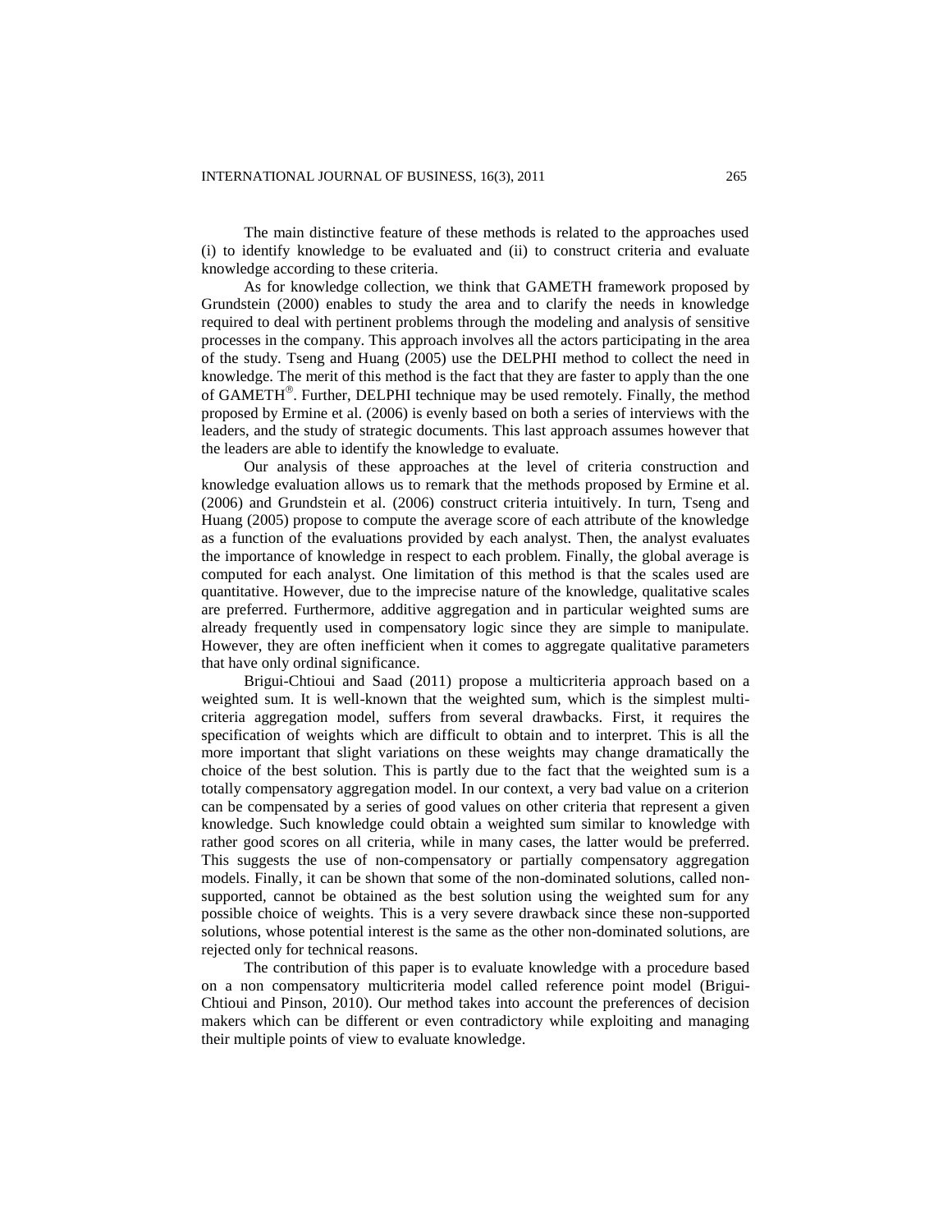The main distinctive feature of these methods is related to the approaches used (i) to identify knowledge to be evaluated and (ii) to construct criteria and evaluate knowledge according to these criteria.

As for knowledge collection, we think that GAMETH framework proposed by Grundstein (2000) enables to study the area and to clarify the needs in knowledge required to deal with pertinent problems through the modeling and analysis of sensitive processes in the company. This approach involves all the actors participating in the area of the study. Tseng and Huang (2005) use the DELPHI method to collect the need in knowledge. The merit of this method is the fact that they are faster to apply than the one of GAMETH®. Further, DELPHI technique may be used remotely. Finally, the method proposed by Ermine et al. (2006) is evenly based on both a series of interviews with the leaders, and the study of strategic documents. This last approach assumes however that the leaders are able to identify the knowledge to evaluate.

Our analysis of these approaches at the level of criteria construction and knowledge evaluation allows us to remark that the methods proposed by Ermine et al. (2006) and Grundstein et al. (2006) construct criteria intuitively. In turn, Tseng and Huang (2005) propose to compute the average score of each attribute of the knowledge as a function of the evaluations provided by each analyst. Then, the analyst evaluates the importance of knowledge in respect to each problem. Finally, the global average is computed for each analyst. One limitation of this method is that the scales used are quantitative. However, due to the imprecise nature of the knowledge, qualitative scales are preferred. Furthermore, additive aggregation and in particular weighted sums are already frequently used in compensatory logic since they are simple to manipulate. However, they are often inefficient when it comes to aggregate qualitative parameters that have only ordinal significance.

Brigui-Chtioui and Saad (2011) propose a multicriteria approach based on a weighted sum. It is well-known that the weighted sum, which is the simplest multi-criteria aggregation model, suffers from several drawbacks. First, it requires the specification of weights which are difficult to obtain and to interpret. This is all the more important that slight variations on these weights may change dramatically the choice of the best solution. This is partly due to the fact that the weighted sum is a totally compensatory aggregation model. In our context, a very bad value on a criterion can be compensated by a series of good values on other criteria that represent a given knowledge. Such knowledge could obtain a weighted sum similar to knowledge with rather good scores on all criteria, while in many cases, the latter would be preferred. This suggests the use of non-compensatory or partially compensatory aggregation models. Finally, it can be shown that some of the non-dominated solutions, called non-supported, cannot be obtained as the best solution using the weighted sum for any possible choice of weights. This is a very severe drawback since these non-supported solutions, whose potential interest is the same as the other non-dominated solutions, are rejected only for technical reasons.

The contribution of this paper is to evaluate knowledge with a procedure based on a non compensatory multicriteria model called reference point model (Brigui-Chtioui and Pinson, 2010). Our method takes into account the preferences of decision makers which can be different or even contradictory while exploiting and managing their multiple points of view to evaluate knowledge.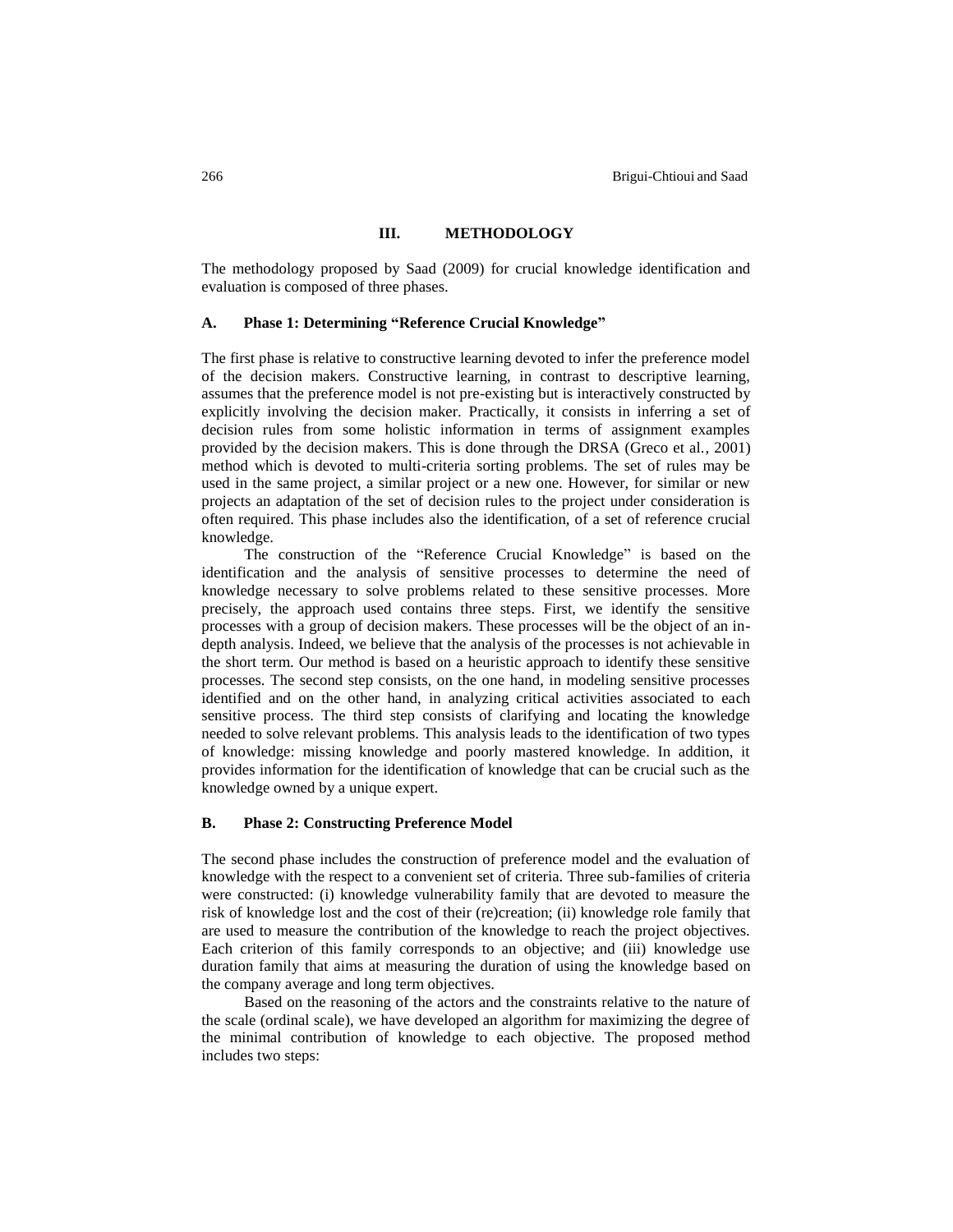## III. METHODOLOGY

The methodology proposed by Saad (2009) for crucial knowledge identification and evaluation is composed of three phases.

### A. Phase 1: Determining "Reference Crucial Knowledge"

The first phase is relative to constructive learning devoted to infer the preference model of the decision makers. Constructive learning, in contrast to descriptive learning, assumes that the preference model is not pre-existing but is interactively constructed by explicitly involving the decision maker. Practically, it consists in inferring a set of decision rules from some holistic information in terms of assignment examples provided by the decision makers. This is done through the DRSA (Greco et al., 2001) method which is devoted to multi-criteria sorting problems. The set of rules may be used in the same project, a similar project or a new one. However, for similar or new projects an adaptation of the set of decision rules to the project under consideration is often required. This phase includes also the identification, of a set of reference crucial knowledge.

The construction of the "Reference Crucial Knowledge" is based on the identification and the analysis of sensitive processes to determine the need of knowledge necessary to solve problems related to these sensitive processes. More precisely, the approach used contains three steps. First, we identify the sensitive processes with a group of decision makers. These processes will be the object of an in-depth analysis. Indeed, we believe that the analysis of the processes is not achievable in the short term. Our method is based on a heuristic approach to identify these sensitive processes. The second step consists, on the one hand, in modeling sensitive processes identified and on the other hand, in analyzing critical activities associated to each sensitive process. The third step consists of clarifying and locating the knowledge needed to solve relevant problems. This analysis leads to the identification of two types of knowledge: missing knowledge and poorly mastered knowledge. In addition, it provides information for the identification of knowledge that can be crucial such as the knowledge owned by a unique expert.

### B. Phase 2: Constructing Preference Model

The second phase includes the construction of preference model and the evaluation of knowledge with the respect to a convenient set of criteria. Three sub-families of criteria were constructed: (i) knowledge vulnerability family that are devoted to measure the risk of knowledge lost and the cost of their (re)creation; (ii) knowledge role family that are used to measure the contribution of the knowledge to reach the project objectives. Each criterion of this family corresponds to an objective; and (iii) knowledge use duration family that aims at measuring the duration of using the knowledge based on the company average and long term objectives.

Based on the reasoning of the actors and the constraints relative to the nature of the scale (ordinal scale), we have developed an algorithm for maximizing the degree of the minimal contribution of knowledge to each objective. The proposed method includes two steps: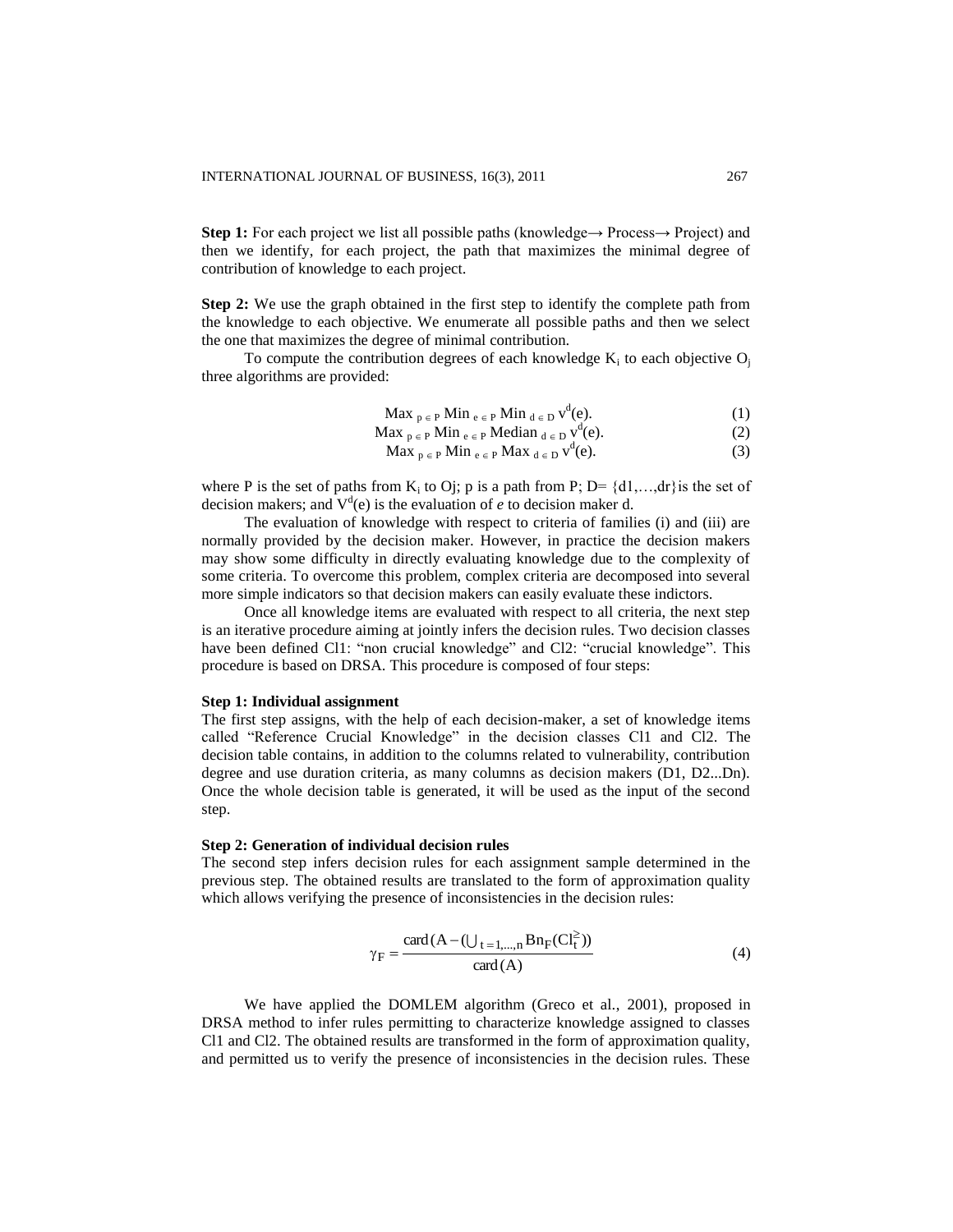**Step 1:** For each project we list all possible paths (knowledge→ Process→ Project) and then we identify, for each project, the path that maximizes the minimal degree of contribution of knowledge to each project.

**Step 2:** We use the graph obtained in the first step to identify the complete path from the knowledge to each objective. We enumerate all possible paths and then we select the one that maximizes the degree of minimal contribution.

To compute the contribution degrees of each knowledge $K_i$ to each objective $O_j$ three algorithms are provided:

$$\text{Max}_{p \in P} \text{Min}_{e \in P} \text{Min}_{d \in D} v^d(e). \tag{1}$$

$$\text{Max}_{p \in P} \text{Min}_{e \in P} \text{Median}_{d \in D} v^d(e). \tag{2}$$

$$\text{Max}_{p \in P} \text{Min}_{e \in P} \text{Max}_{d \in D} v^d(e). \tag{3}$$

where P is the set of paths from $K_i$ to Oj; p is a path from P; D= {d1,…,dr}is the set of decision makers; and $V^d(e)$ is the evaluation of *e* to decision maker d.

The evaluation of knowledge with respect to criteria of families (i) and (iii) are normally provided by the decision maker. However, in practice the decision makers may show some difficulty in directly evaluating knowledge due to the complexity of some criteria. To overcome this problem, complex criteria are decomposed into several more simple indicators so that decision makers can easily evaluate these indictors.

Once all knowledge items are evaluated with respect to all criteria, the next step is an iterative procedure aiming at jointly infers the decision rules. Two decision classes have been defined Cl1: "non crucial knowledge" and Cl2: "crucial knowledge". This procedure is based on DRSA. This procedure is composed of four steps:

**Step 1: Individual assignment**

The first step assigns, with the help of each decision-maker, a set of knowledge items called "Reference Crucial Knowledge" in the decision classes Cl1 and Cl2. The decision table contains, in addition to the columns related to vulnerability, contribution degree and use duration criteria, as many columns as decision makers (D1, D2...Dn). Once the whole decision table is generated, it will be used as the input of the second step.

**Step 2: Generation of individual decision rules**

The second step infers decision rules for each assignment sample determined in the previous step. The obtained results are translated to the form of approximation quality which allows verifying the presence of inconsistencies in the decision rules:

$$\gamma_F = \frac{\text{card}(A - (\bigcup_{t=1,\dots,n} Bn_F(Cl_t^{\geq}))}{\text{card}(A)} \tag{4}$$

We have applied the DOMLEM algorithm (Greco et al., 2001), proposed in DRSA method to infer rules permitting to characterize knowledge assigned to classes Cl1 and Cl2. The obtained results are transformed in the form of approximation quality, and permitted us to verify the presence of inconsistencies in the decision rules. These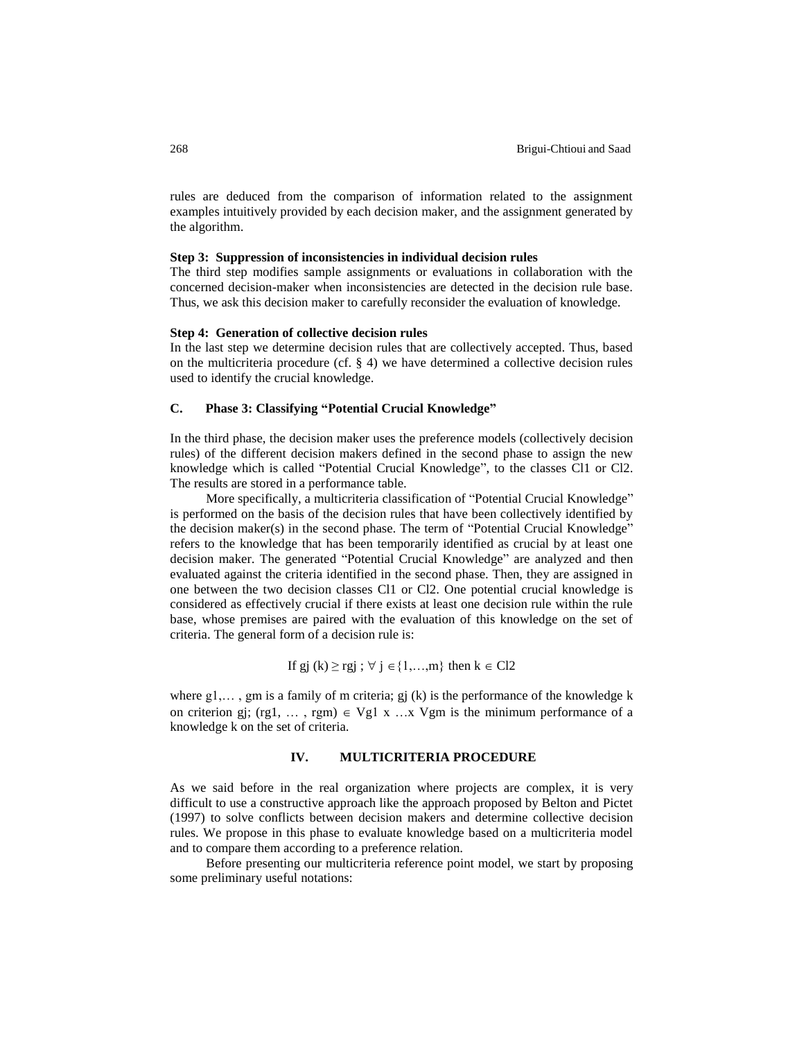rules are deduced from the comparison of information related to the assignment examples intuitively provided by each decision maker, and the assignment generated by the algorithm.

**Step 3: Suppression of inconsistencies in individual decision rules**

The third step modifies sample assignments or evaluations in collaboration with the concerned decision-maker when inconsistencies are detected in the decision rule base. Thus, we ask this decision maker to carefully reconsider the evaluation of knowledge.

**Step 4: Generation of collective decision rules**

In the last step we determine decision rules that are collectively accepted. Thus, based on the multicriteria procedure (cf. § 4) we have determined a collective decision rules used to identify the crucial knowledge.

### C. Phase 3: Classifying "Potential Crucial Knowledge"

In the third phase, the decision maker uses the preference models (collectively decision rules) of the different decision makers defined in the second phase to assign the new knowledge which is called "Potential Crucial Knowledge", to the classes Cl1 or Cl2. The results are stored in a performance table.

More specifically, a multicriteria classification of "Potential Crucial Knowledge" is performed on the basis of the decision rules that have been collectively identified by the decision maker(s) in the second phase. The term of "Potential Crucial Knowledge" refers to the knowledge that has been temporarily identified as crucial by at least one decision maker. The generated "Potential Crucial Knowledge" are analyzed and then evaluated against the criteria identified in the second phase. Then, they are assigned in one between the two decision classes Cl1 or Cl2. One potential crucial knowledge is considered as effectively crucial if there exists at least one decision rule within the rule base, whose premises are paired with the evaluation of this knowledge on the set of criteria. The general form of a decision rule is:

$$\text{If } g_j(k) \geq r_{gj} \; ; \; \forall j \in \{1,\ldots,m\} \text{ then } k \in Cl2$$

where $g_1, \ldots, g_m$ is a family of m criteria; $g_j(k)$ is the performance of the knowledge k on criterion $g_j$; $(r_{g1}, \ldots, r_{gm}) \in V_{g1} \times \ldots \times V_{gm}$ is the minimum performance of a knowledge k on the set of criteria.

## IV. MULTICRITERIA PROCEDURE

As we said before in the real organization where projects are complex, it is very difficult to use a constructive approach like the approach proposed by Belton and Pictet (1997) to solve conflicts between decision makers and determine collective decision rules. We propose in this phase to evaluate knowledge based on a multicriteria model and to compare them according to a preference relation.

Before presenting our multicriteria reference point model, we start by proposing some preliminary useful notations: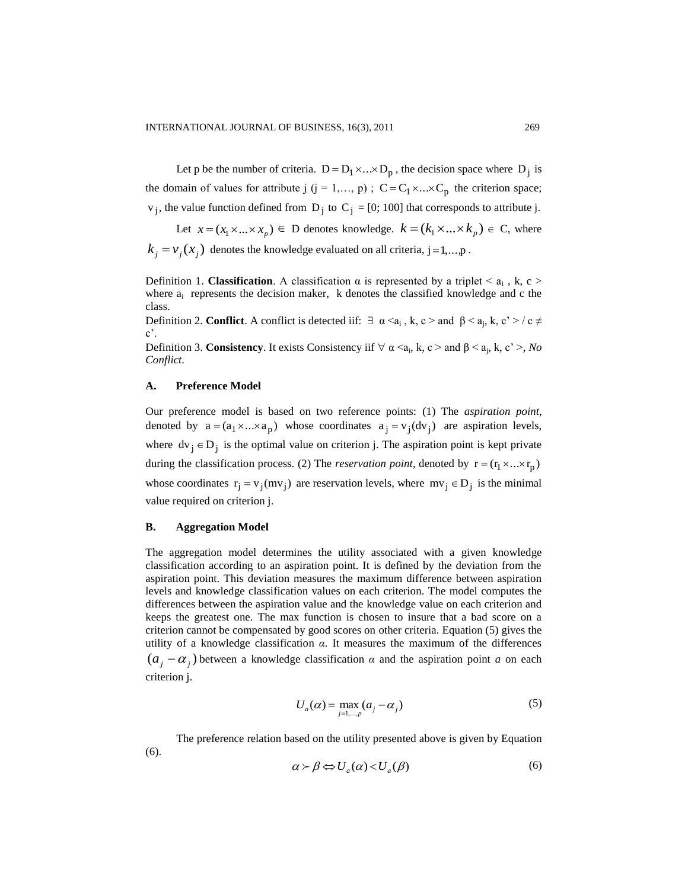Let p be the number of criteria. $D = D_1 \times \ldots \times D_p$, the decision space where $D_j$ is the domain of values for attribute j (j = 1,…, p) ; $C = C_1 \times \ldots \times C_p$ the criterion space; $v_j$, the value function defined from $D_j$ to $C_j = [0; 100]$ that corresponds to attribute j.

Let $x = (x_1 \times \ldots \times x_p) \in D$ denotes knowledge. $k = (k_1 \times \ldots \times k_p) \in C$, where $k_j = v_j(x_j)$ denotes the knowledge evaluated on all criteria, $j = 1, \ldots, p$.

Definition 1. **Classification**. A classification α is represented by a triplet < $a_i$ , k, c > where $a_i$ represents the decision maker, k denotes the classified knowledge and c the class.

Definition 2. **Conflict**. A conflict is detected iif: ∃ α <$a_i$ , k, c > and β < $a_j$, k, c' > / c ≠ c'.

Definition 3. **Consistency**. It exists Consistency iif ∀ α <$a_i$, k, c > and β < $a_j$, k, c' >, *No Conflict*.

### A. Preference Model

Our preference model is based on two reference points: (1) The *aspiration point*, denoted by $a = (a_1 \times \ldots \times a_p)$ whose coordinates $a_j = v_j(dv_j)$ are aspiration levels, where $dv_j \in D_j$ is the optimal value on criterion j. The aspiration point is kept private during the classification process. (2) The *reservation point*, denoted by $r = (r_1 \times \ldots \times r_p)$ whose coordinates $r_j = v_j(mv_j)$ are reservation levels, where $mv_j \in D_j$ is the minimal value required on criterion j.

### B. Aggregation Model

The aggregation model determines the utility associated with a given knowledge classification according to an aspiration point. It is defined by the deviation from the aspiration point. This deviation measures the maximum difference between aspiration levels and knowledge classification values on each criterion. The model computes the differences between the aspiration value and the knowledge value on each criterion and keeps the greatest one. The max function is chosen to insure that a bad score on a criterion cannot be compensated by good scores on other criteria. Equation (5) gives the utility of a knowledge classification *α*. It measures the maximum of the differences $(a_j - \alpha_j)$ between a knowledge classification *α* and the aspiration point *a* on each criterion j.

$$U_a(\alpha) = \max_{j=1,\ldots,p} (a_j - \alpha_j) \tag{5}$$

The preference relation based on the utility presented above is given by Equation (6).

$$\alpha \succ \beta \Leftrightarrow U_a(\alpha) < U_a(\beta) \tag{6}$$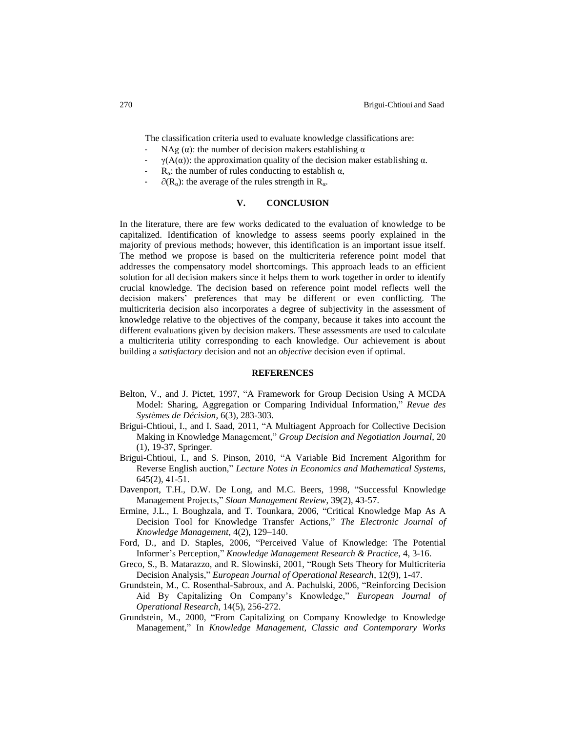The classification criteria used to evaluate knowledge classifications are:

- NAg ($\alpha$): the number of decision makers establishing $\alpha$
- $\gamma(A(\alpha))$: the approximation quality of the decision maker establishing $\alpha$.
- $R_\alpha$: the number of rules conducting to establish $\alpha$,
- $\partial(R_\alpha)$: the average of the rules strength in $R_\alpha$.

## V. CONCLUSION

In the literature, there are few works dedicated to the evaluation of knowledge to be capitalized. Identification of knowledge to assess seems poorly explained in the majority of previous methods; however, this identification is an important issue itself. The method we propose is based on the multicriteria reference point model that addresses the compensatory model shortcomings. This approach leads to an efficient solution for all decision makers since it helps them to work together in order to identify crucial knowledge. The decision based on reference point model reflects well the decision makers' preferences that may be different or even conflicting. The multicriteria decision also incorporates a degree of subjectivity in the assessment of knowledge relative to the objectives of the company, because it takes into account the different evaluations given by decision makers. These assessments are used to calculate a multicriteria utility corresponding to each knowledge. Our achievement is about building a *satisfactory* decision and not an *objective* decision even if optimal.

## REFERENCES

Belton, V., and J. Pictet, 1997, "A Framework for Group Decision Using A MCDA Model: Sharing, Aggregation or Comparing Individual Information," *Revue des Systèmes de Décision*, 6(3), 283-303.

Brigui-Chtioui, I., and I. Saad, 2011, "A Multiagent Approach for Collective Decision Making in Knowledge Management," *Group Decision and Negotiation Journal*, 20 (1), 19-37, Springer.

Brigui-Chtioui, I., and S. Pinson, 2010, "A Variable Bid Increment Algorithm for Reverse English auction," *Lecture Notes in Economics and Mathematical Systems*, 645(2), 41-51.

Davenport, T.H., D.W. De Long, and M.C. Beers, 1998, "Successful Knowledge Management Projects," *Sloan Management Review*, 39(2), 43-57.

Ermine, J.L., I. Boughzala, and T. Tounkara, 2006, "Critical Knowledge Map As A Decision Tool for Knowledge Transfer Actions," *The Electronic Journal of Knowledge Management*, 4(2), 129–140.

Ford, D., and D. Staples, 2006, "Perceived Value of Knowledge: The Potential Informer's Perception," *Knowledge Management Research & Practice*, 4, 3-16.

Greco, S., B. Matarazzo, and R. Slowinski, 2001, "Rough Sets Theory for Multicriteria Decision Analysis," *European Journal of Operational Research*, 12(9), 1-47.

Grundstein, M., C. Rosenthal-Sabroux, and A. Pachulski, 2006, "Reinforcing Decision Aid By Capitalizing On Company's Knowledge," *European Journal of Operational Research*, 14(5), 256-272.

Grundstein, M., 2000, "From Capitalizing on Company Knowledge to Knowledge Management," In *Knowledge Management, Classic and Contemporary Works*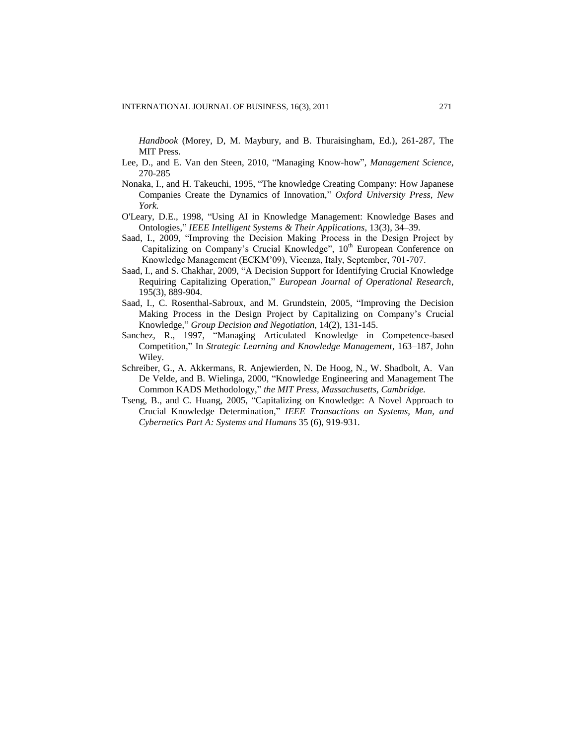*Handbook* (Morey, D, M. Maybury, and B. Thuraisingham, Ed.), 261-287, The MIT Press.

Lee, D., and E. Van den Steen, 2010, "Managing Know-how", *Management Science*, 270-285

Nonaka, I., and H. Takeuchi, 1995, "The knowledge Creating Company: How Japanese Companies Create the Dynamics of Innovation," *Oxford University Press, New York.*

O'Leary, D.E., 1998, "Using AI in Knowledge Management: Knowledge Bases and Ontologies," *IEEE Intelligent Systems & Their Applications,* 13(3), 34–39.

Saad, I., 2009, "Improving the Decision Making Process in the Design Project by Capitalizing on Company's Crucial Knowledge", 10th European Conference on Knowledge Management (ECKM'09), Vicenza, Italy, September, 701-707.

Saad, I., and S. Chakhar, 2009, "A Decision Support for Identifying Crucial Knowledge Requiring Capitalizing Operation," *European Journal of Operational Research*, 195(3), 889-904.

Saad, I., C. Rosenthal-Sabroux, and M. Grundstein, 2005, "Improving the Decision Making Process in the Design Project by Capitalizing on Company's Crucial Knowledge," *Group Decision and Negotiation*, 14(2), 131-145.

Sanchez, R., 1997, "Managing Articulated Knowledge in Competence-based Competition," In *Strategic Learning and Knowledge Management*, 163–187, John Wiley.

Schreiber, G., A. Akkermans, R. Anjewierden, N. De Hoog, N., W. Shadbolt, A. Van De Velde, and B. Wielinga, 2000, "Knowledge Engineering and Management The Common KADS Methodology," *the MIT Press, Massachusetts, Cambridge.*

Tseng, B., and C. Huang, 2005, "Capitalizing on Knowledge: A Novel Approach to Crucial Knowledge Determination," *IEEE Transactions on Systems, Man, and Cybernetics Part A: Systems and Humans* 35 (6), 919-931.